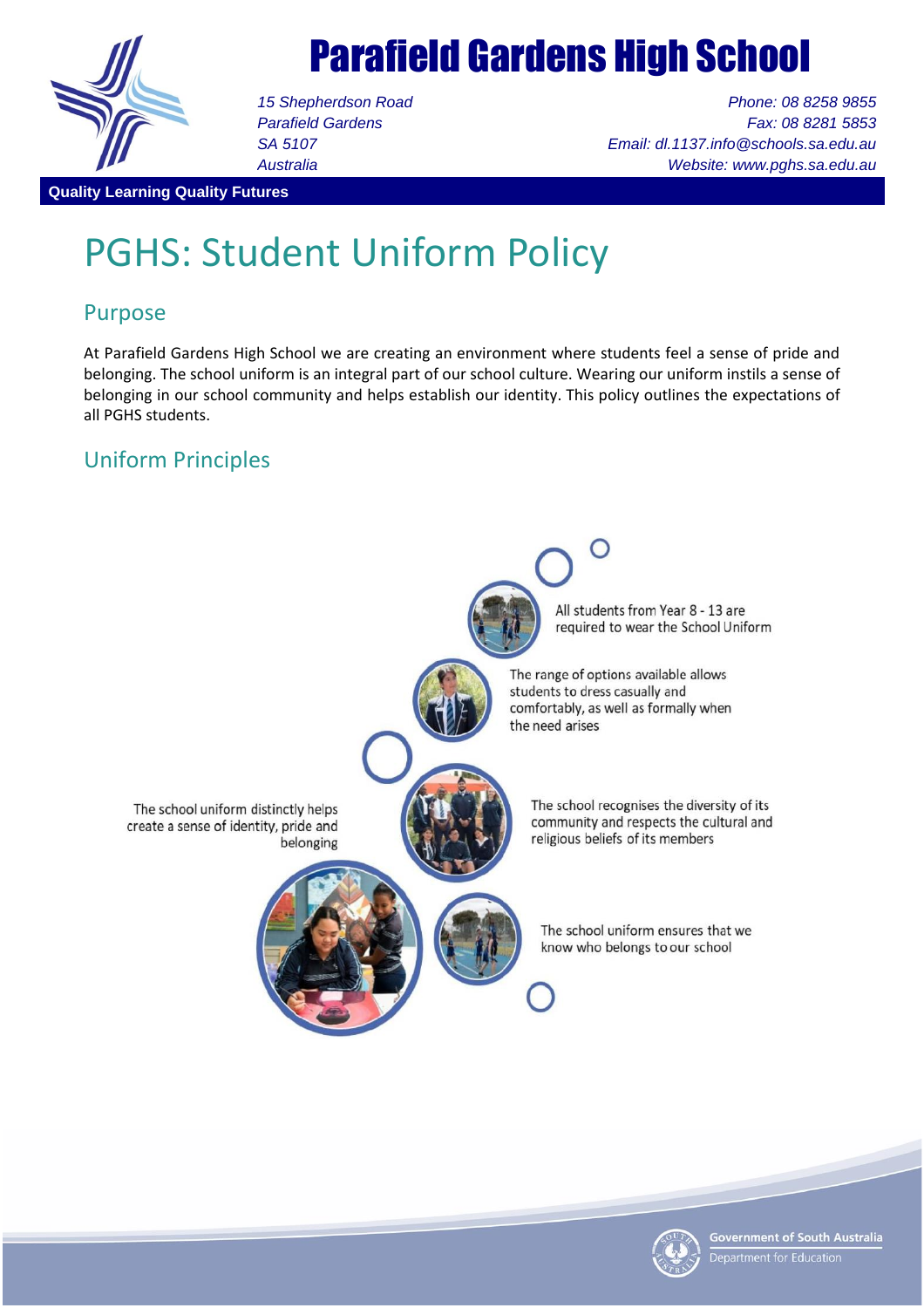# Parafield Gardens High School

*15 Shepherdson Road*
*Parafield Gardens*
*SA 5107*
*Australia*

*Phone: 08 8258 9855*
*Fax: 08 8281 5853*
*Email: dl.1137.info@schools.sa.edu.au*
*Website: www.pghs.sa.edu.au*

**Quality Learning Quality Futures**

# PGHS: Student Uniform Policy

## Purpose

At Parafield Gardens High School we are creating an environment where students feel a sense of pride and belonging. The school uniform is an integral part of our school culture. Wearing our uniform instils a sense of belonging in our school community and helps establish our identity. This policy outlines the expectations of all PGHS students.

## Uniform Principles

- All students from Year 8 - 13 are required to wear the School Uniform
- The range of options available allows students to dress casually and comfortably, as well as formally when the need arises
- The school uniform distinctly helps create a sense of identity, pride and belonging
- The school recognises the diversity of its community and respects the cultural and religious beliefs of its members
- The school uniform ensures that we know who belongs to our school

Government of South Australia
Department for Education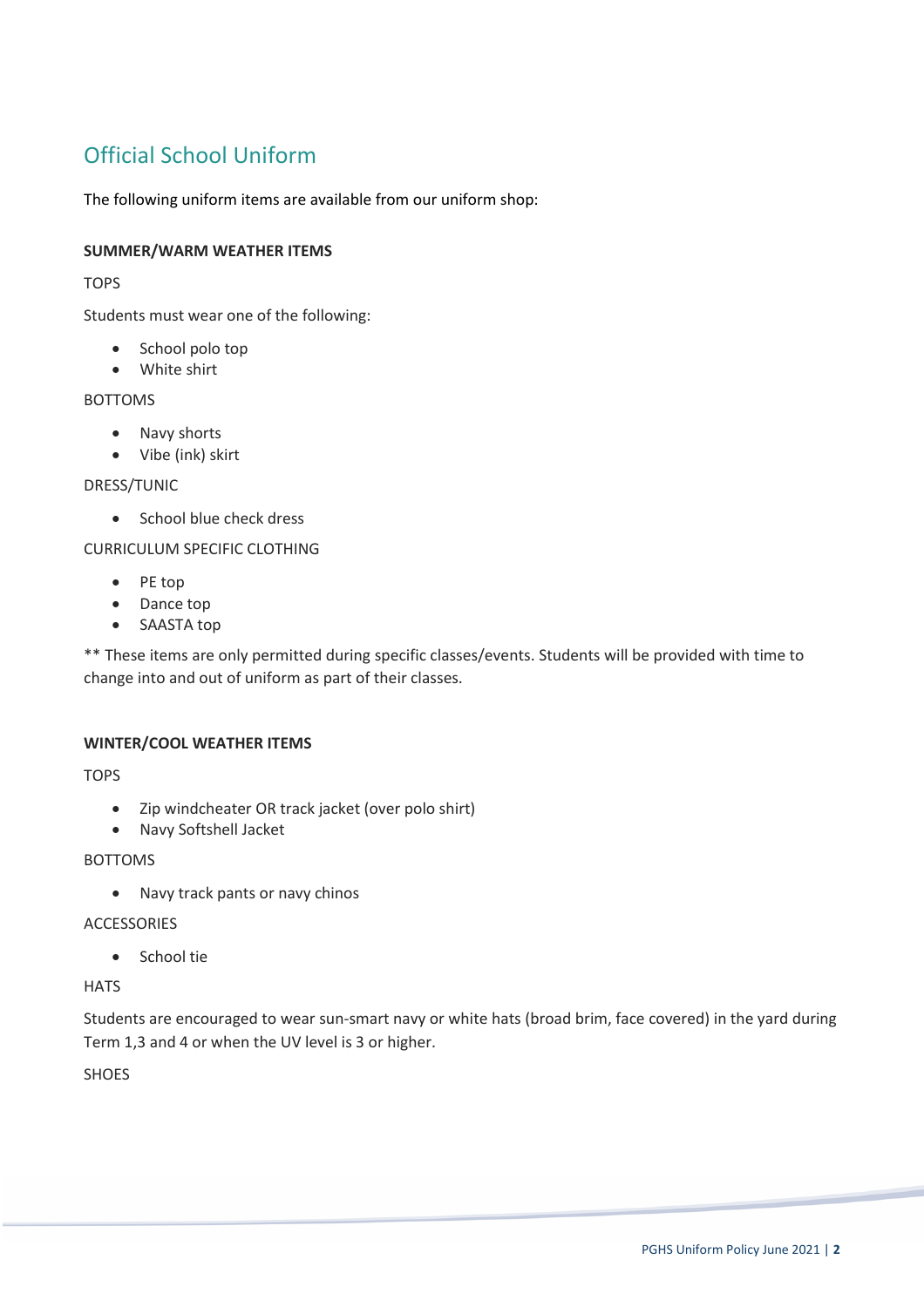## Official School Uniform

The following uniform items are available from our uniform shop:

**SUMMER/WARM WEATHER ITEMS**

TOPS

Students must wear one of the following:

- School polo top
- White shirt

BOTTOMS

- Navy shorts
- Vibe (ink) skirt

DRESS/TUNIC

- School blue check dress

CURRICULUM SPECIFIC CLOTHING

- PE top
- Dance top
- SAASTA top

** These items are only permitted during specific classes/events. Students will be provided with time to change into and out of uniform as part of their classes.

**WINTER/COOL WEATHER ITEMS**

TOPS

- Zip windcheater OR track jacket (over polo shirt)
- Navy Softshell Jacket

BOTTOMS

- Navy track pants or navy chinos

ACCESSORIES

- School tie

HATS

Students are encouraged to wear sun-smart navy or white hats (broad brim, face covered) in the yard during Term 1,3 and 4 or when the UV level is 3 or higher.

SHOES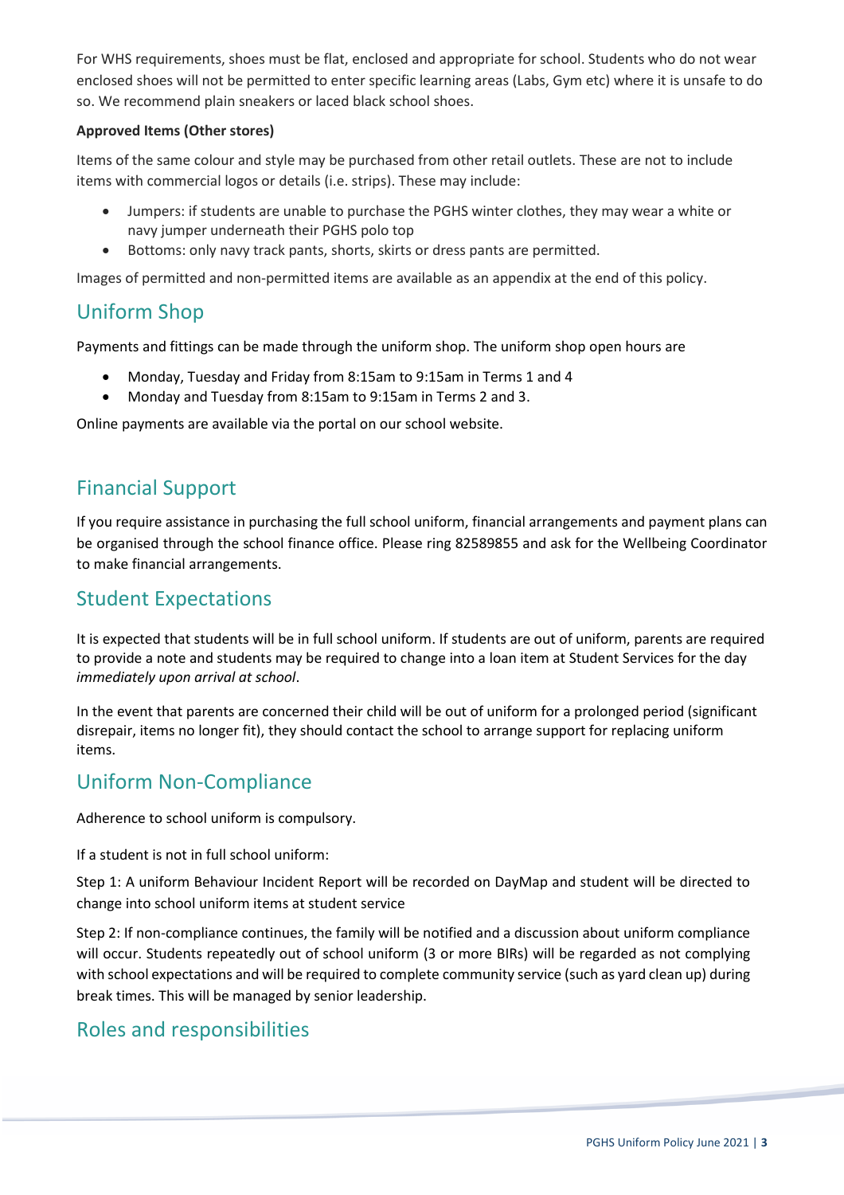For WHS requirements, shoes must be flat, enclosed and appropriate for school. Students who do not wear enclosed shoes will not be permitted to enter specific learning areas (Labs, Gym etc) where it is unsafe to do so. We recommend plain sneakers or laced black school shoes.

**Approved Items (Other stores)**

Items of the same colour and style may be purchased from other retail outlets. These are not to include items with commercial logos or details (i.e. strips). These may include:

- Jumpers: if students are unable to purchase the PGHS winter clothes, they may wear a white or navy jumper underneath their PGHS polo top
- Bottoms: only navy track pants, shorts, skirts or dress pants are permitted.

Images of permitted and non-permitted items are available as an appendix at the end of this policy.

## Uniform Shop

Payments and fittings can be made through the uniform shop. The uniform shop open hours are

- Monday, Tuesday and Friday from 8:15am to 9:15am in Terms 1 and 4
- Monday and Tuesday from 8:15am to 9:15am in Terms 2 and 3.

Online payments are available via the portal on our school website.

## Financial Support

If you require assistance in purchasing the full school uniform, financial arrangements and payment plans can be organised through the school finance office. Please ring 82589855 and ask for the Wellbeing Coordinator to make financial arrangements.

## Student Expectations

It is expected that students will be in full school uniform. If students are out of uniform, parents are required to provide a note and students may be required to change into a loan item at Student Services for the day *immediately upon arrival at school*.

In the event that parents are concerned their child will be out of uniform for a prolonged period (significant disrepair, items no longer fit), they should contact the school to arrange support for replacing uniform items.

## Uniform Non-Compliance

Adherence to school uniform is compulsory.

If a student is not in full school uniform:

Step 1: A uniform Behaviour Incident Report will be recorded on DayMap and student will be directed to change into school uniform items at student service

Step 2: If non-compliance continues, the family will be notified and a discussion about uniform compliance will occur. Students repeatedly out of school uniform (3 or more BIRs) will be regarded as not complying with school expectations and will be required to complete community service (such as yard clean up) during break times. This will be managed by senior leadership.

## Roles and responsibilities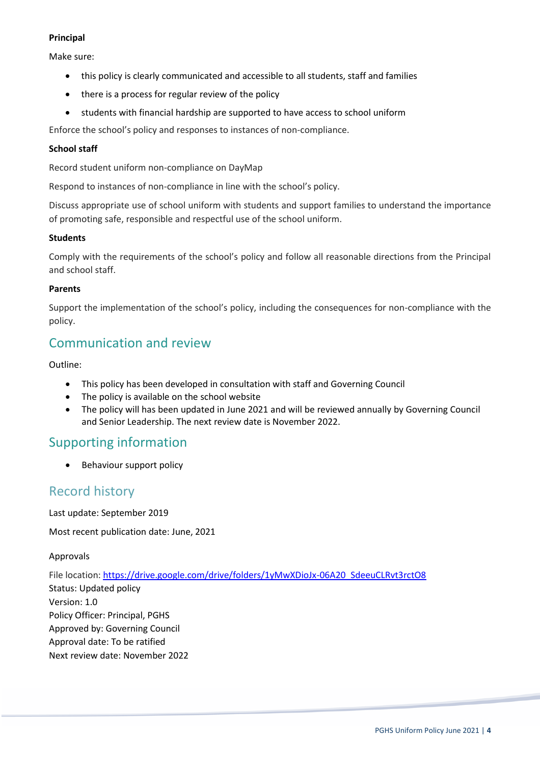**Principal**

Make sure:

- this policy is clearly communicated and accessible to all students, staff and families
- there is a process for regular review of the policy
- students with financial hardship are supported to have access to school uniform

Enforce the school's policy and responses to instances of non-compliance.

**School staff**

Record student uniform non-compliance on DayMap

Respond to instances of non-compliance in line with the school's policy.

Discuss appropriate use of school uniform with students and support families to understand the importance of promoting safe, responsible and respectful use of the school uniform.

**Students**

Comply with the requirements of the school's policy and follow all reasonable directions from the Principal and school staff.

**Parents**

Support the implementation of the school's policy, including the consequences for non-compliance with the policy.

## Communication and review

Outline:

- This policy has been developed in consultation with staff and Governing Council
- The policy is available on the school website
- The policy will has been updated in June 2021 and will be reviewed annually by Governing Council and Senior Leadership. The next review date is November 2022.

## Supporting information

- Behaviour support policy

## Record history

Last update: September 2019

Most recent publication date: June, 2021

Approvals

File location: [https://drive.google.com/drive/folders/1yMwXDioJx-06A20_SdeeuCLRvt3rctO8](https://drive.google.com/drive/folders/1yMwXDioJx-06A20_SdeeuCLRvt3rctO8)
Status: Updated policy
Version: 1.0
Policy Officer: Principal, PGHS
Approved by: Governing Council
Approval date: To be ratified
Next review date: November 2022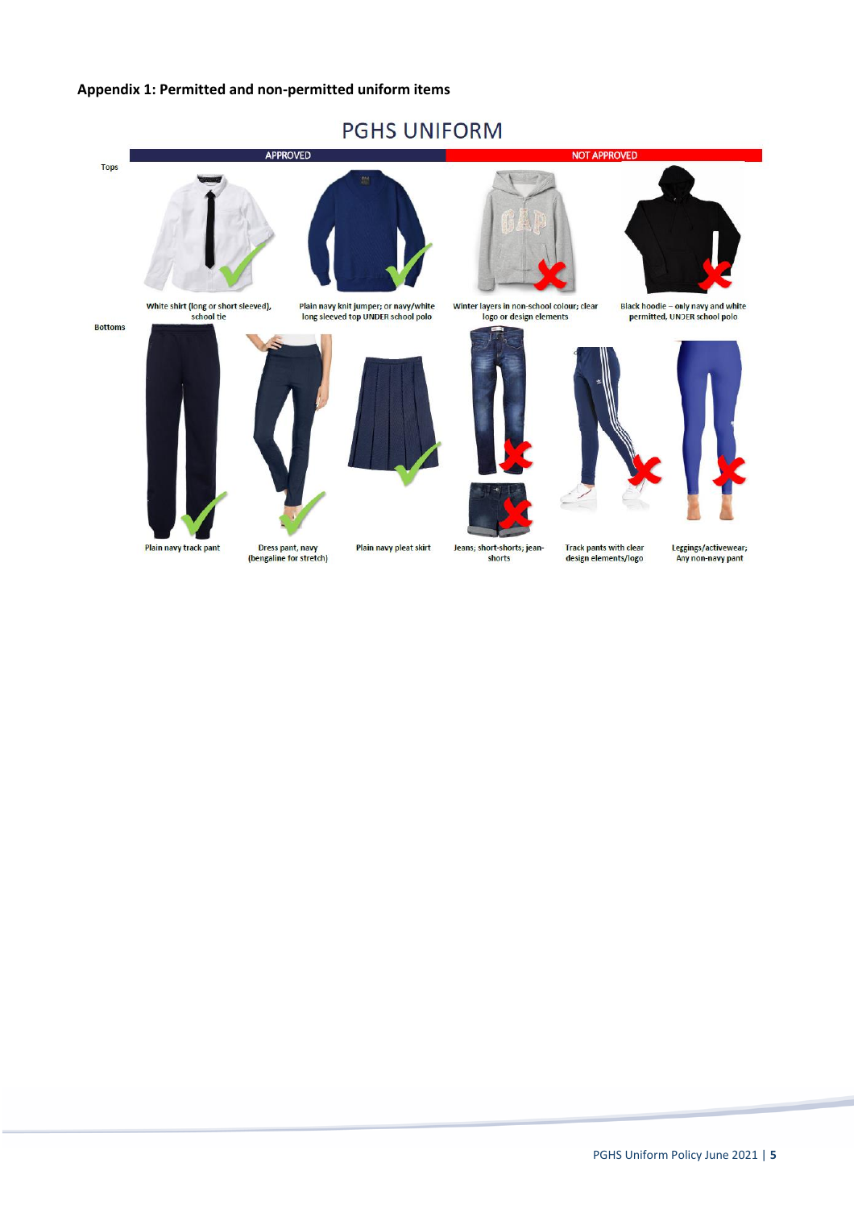**Appendix 1: Permitted and non-permitted uniform items**

PGHS UNIFORM

APPROVED

NOT APPROVED

Tops

White shirt (long or short sleeved), school tie

Plain navy knit jumper; or navy/white long sleeved top UNDER school polo

Winter layers in non-school colour; clear logo or design elements

Black hoodie – only navy and white permitted, UNDER school polo

Bottoms

Plain navy track pant

Dress pant, navy (bengaline for stretch)

Plain navy pleat skirt

Jeans; short-shorts; jean-shorts

Track pants with clear design elements/logo

Leggings/activewear; Any non-navy pant